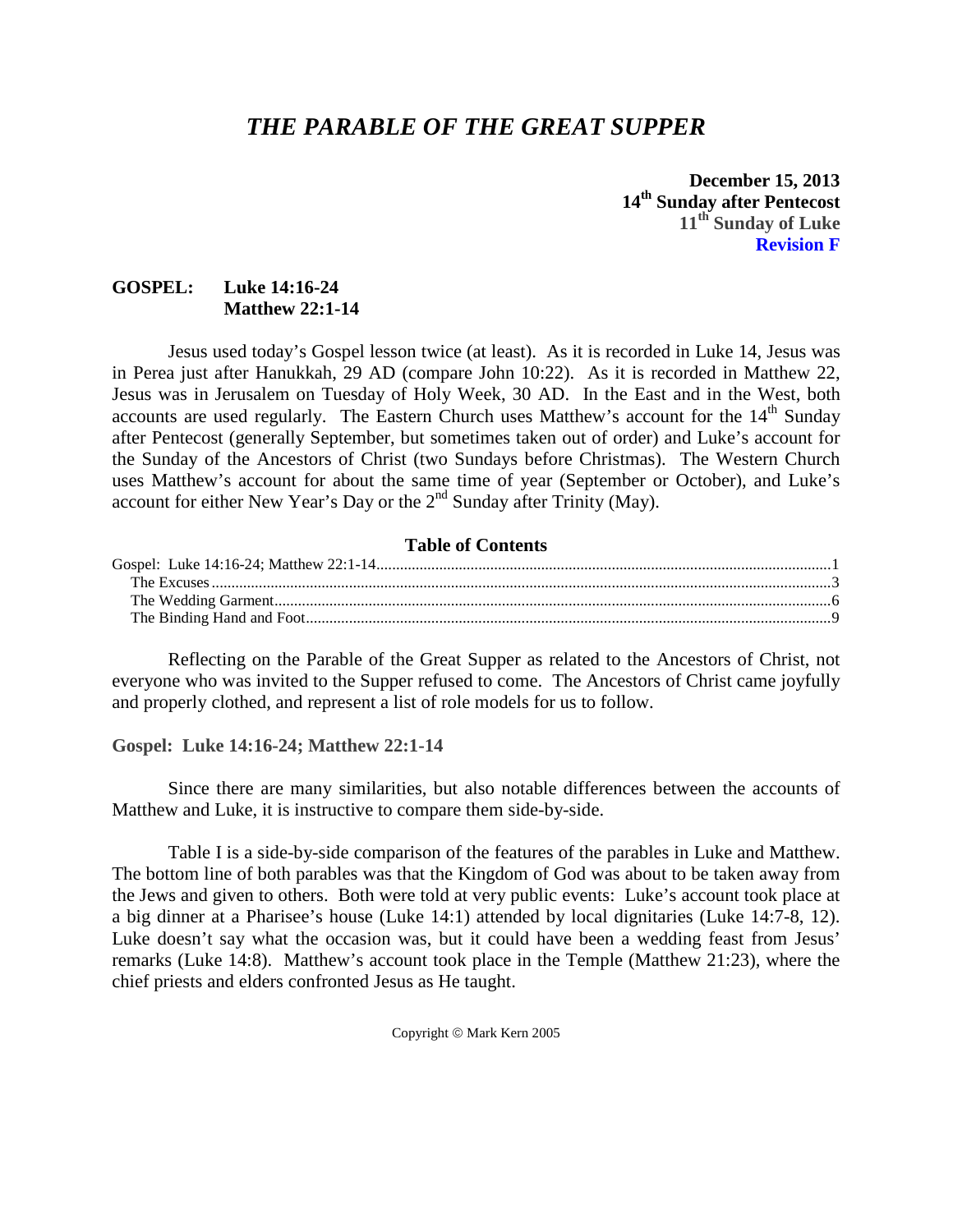# *THE PARABLE OF THE GREAT SUPPER*

**December 15, 2013**
**14th Sunday after Pentecost**
**11th Sunday of Luke**
**Revision F**

**GOSPEL: Luke 14:16-24**
**Matthew 22:1-14**

Jesus used today's Gospel lesson twice (at least). As it is recorded in Luke 14, Jesus was in Perea just after Hanukkah, 29 AD (compare John 10:22). As it is recorded in Matthew 22, Jesus was in Jerusalem on Tuesday of Holy Week, 30 AD. In the East and in the West, both accounts are used regularly. The Eastern Church uses Matthew's account for the 14th Sunday after Pentecost (generally September, but sometimes taken out of order) and Luke's account for the Sunday of the Ancestors of Christ (two Sundays before Christmas). The Western Church uses Matthew's account for about the same time of year (September or October), and Luke's account for either New Year's Day or the 2nd Sunday after Trinity (May).

**Table of Contents**

Gospel: Luke 14:16-24; Matthew 22:1-14 .......... 1
The Excuses .......... 3
The Wedding Garment .......... 6
The Binding Hand and Foot .......... 9

Reflecting on the Parable of the Great Supper as related to the Ancestors of Christ, not everyone who was invited to the Supper refused to come. The Ancestors of Christ came joyfully and properly clothed, and represent a list of role models for us to follow.

## Gospel: Luke 14:16-24; Matthew 22:1-14

Since there are many similarities, but also notable differences between the accounts of Matthew and Luke, it is instructive to compare them side-by-side.

Table I is a side-by-side comparison of the features of the parables in Luke and Matthew. The bottom line of both parables was that the Kingdom of God was about to be taken away from the Jews and given to others. Both were told at very public events: Luke's account took place at a big dinner at a Pharisee's house (Luke 14:1) attended by local dignitaries (Luke 14:7-8, 12). Luke doesn't say what the occasion was, but it could have been a wedding feast from Jesus' remarks (Luke 14:8). Matthew's account took place in the Temple (Matthew 21:23), where the chief priests and elders confronted Jesus as He taught.

Copyright © Mark Kern 2005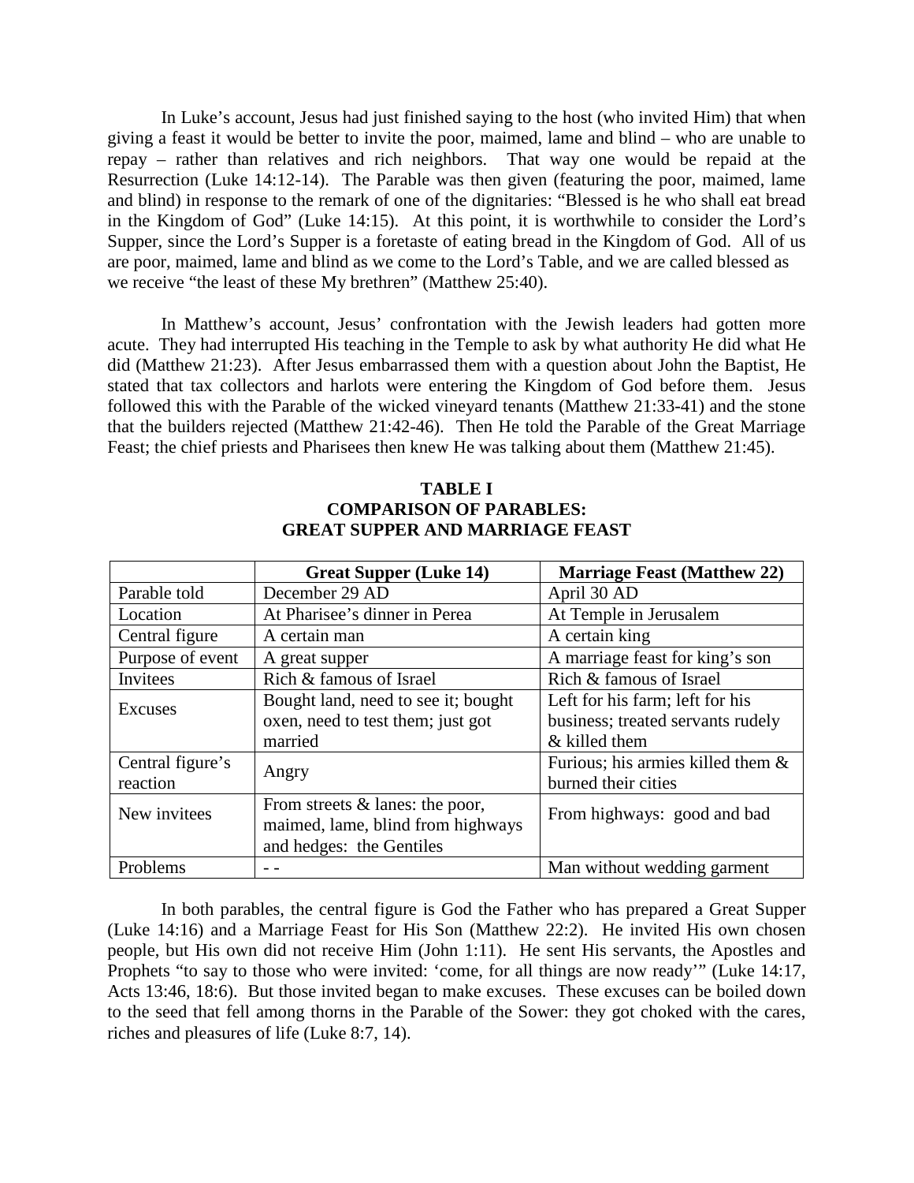In Luke's account, Jesus had just finished saying to the host (who invited Him) that when giving a feast it would be better to invite the poor, maimed, lame and blind – who are unable to repay – rather than relatives and rich neighbors. That way one would be repaid at the Resurrection (Luke 14:12-14). The Parable was then given (featuring the poor, maimed, lame and blind) in response to the remark of one of the dignitaries: "Blessed is he who shall eat bread in the Kingdom of God" (Luke 14:15). At this point, it is worthwhile to consider the Lord's Supper, since the Lord's Supper is a foretaste of eating bread in the Kingdom of God. All of us are poor, maimed, lame and blind as we come to the Lord's Table, and we are called blessed as we receive "the least of these My brethren" (Matthew 25:40).

In Matthew's account, Jesus' confrontation with the Jewish leaders had gotten more acute. They had interrupted His teaching in the Temple to ask by what authority He did what He did (Matthew 21:23). After Jesus embarrassed them with a question about John the Baptist, He stated that tax collectors and harlots were entering the Kingdom of God before them. Jesus followed this with the Parable of the wicked vineyard tenants (Matthew 21:33-41) and the stone that the builders rejected (Matthew 21:42-46). Then He told the Parable of the Great Marriage Feast; the chief priests and Pharisees then knew He was talking about them (Matthew 21:45).

**TABLE I**
**COMPARISON OF PARABLES:**
**GREAT SUPPER AND MARRIAGE FEAST**

| | **Great Supper (Luke 14)** | **Marriage Feast (Matthew 22)** |
|---|---|---|
| Parable told | December 29 AD | April 30 AD |
| Location | At Pharisee's dinner in Perea | At Temple in Jerusalem |
| Central figure | A certain man | A certain king |
| Purpose of event | A great supper | A marriage feast for king's son |
| Invitees | Rich & famous of Israel | Rich & famous of Israel |
| Excuses | Bought land, need to see it; bought oxen, need to test them; just got married | Left for his farm; left for his business; treated servants rudely & killed them |
| Central figure's reaction | Angry | Furious; his armies killed them & burned their cities |
| New invitees | From streets & lanes: the poor, maimed, lame, blind from highways and hedges: the Gentiles | From highways: good and bad |
| Problems | - - | Man without wedding garment |

In both parables, the central figure is God the Father who has prepared a Great Supper (Luke 14:16) and a Marriage Feast for His Son (Matthew 22:2). He invited His own chosen people, but His own did not receive Him (John 1:11). He sent His servants, the Apostles and Prophets "to say to those who were invited: 'come, for all things are now ready'" (Luke 14:17, Acts 13:46, 18:6). But those invited began to make excuses. These excuses can be boiled down to the seed that fell among thorns in the Parable of the Sower: they got choked with the cares, riches and pleasures of life (Luke 8:7, 14).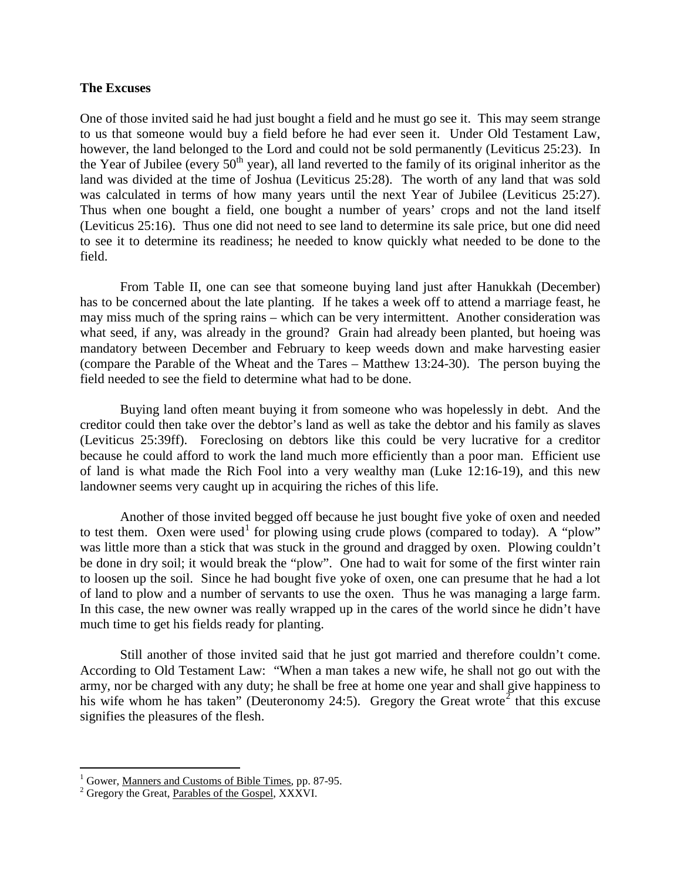**The Excuses**

One of those invited said he had just bought a field and he must go see it. This may seem strange to us that someone would buy a field before he had ever seen it. Under Old Testament Law, however, the land belonged to the Lord and could not be sold permanently (Leviticus 25:23). In the Year of Jubilee (every $50^{th}$ year), all land reverted to the family of its original inheritor as the land was divided at the time of Joshua (Leviticus 25:28). The worth of any land that was sold was calculated in terms of how many years until the next Year of Jubilee (Leviticus 25:27). Thus when one bought a field, one bought a number of years' crops and not the land itself (Leviticus 25:16). Thus one did not need to see land to determine its sale price, but one did need to see it to determine its readiness; he needed to know quickly what needed to be done to the field.

From Table II, one can see that someone buying land just after Hanukkah (December) has to be concerned about the late planting. If he takes a week off to attend a marriage feast, he may miss much of the spring rains – which can be very intermittent. Another consideration was what seed, if any, was already in the ground? Grain had already been planted, but hoeing was mandatory between December and February to keep weeds down and make harvesting easier (compare the Parable of the Wheat and the Tares – Matthew 13:24-30). The person buying the field needed to see the field to determine what had to be done.

Buying land often meant buying it from someone who was hopelessly in debt. And the creditor could then take over the debtor's land as well as take the debtor and his family as slaves (Leviticus 25:39ff). Foreclosing on debtors like this could be very lucrative for a creditor because he could afford to work the land much more efficiently than a poor man. Efficient use of land is what made the Rich Fool into a very wealthy man (Luke 12:16-19), and this new landowner seems very caught up in acquiring the riches of this life.

Another of those invited begged off because he just bought five yoke of oxen and needed to test them. Oxen were used[1] for plowing using crude plows (compared to today). A "plow" was little more than a stick that was stuck in the ground and dragged by oxen. Plowing couldn't be done in dry soil; it would break the "plow". One had to wait for some of the first winter rain to loosen up the soil. Since he had bought five yoke of oxen, one can presume that he had a lot of land to plow and a number of servants to use the oxen. Thus he was managing a large farm. In this case, the new owner was really wrapped up in the cares of the world since he didn't have much time to get his fields ready for planting.

Still another of those invited said that he just got married and therefore couldn't come. According to Old Testament Law: "When a man takes a new wife, he shall not go out with the army, nor be charged with any duty; he shall be free at home one year and shall give happiness to his wife whom he has taken" (Deuteronomy 24:5). Gregory the Great wrote[2] that this excuse signifies the pleasures of the flesh.

---

[1] Gower, Manners and Customs of Bible Times, pp. 87-95.

[2] Gregory the Great, Parables of the Gospel, XXXVI.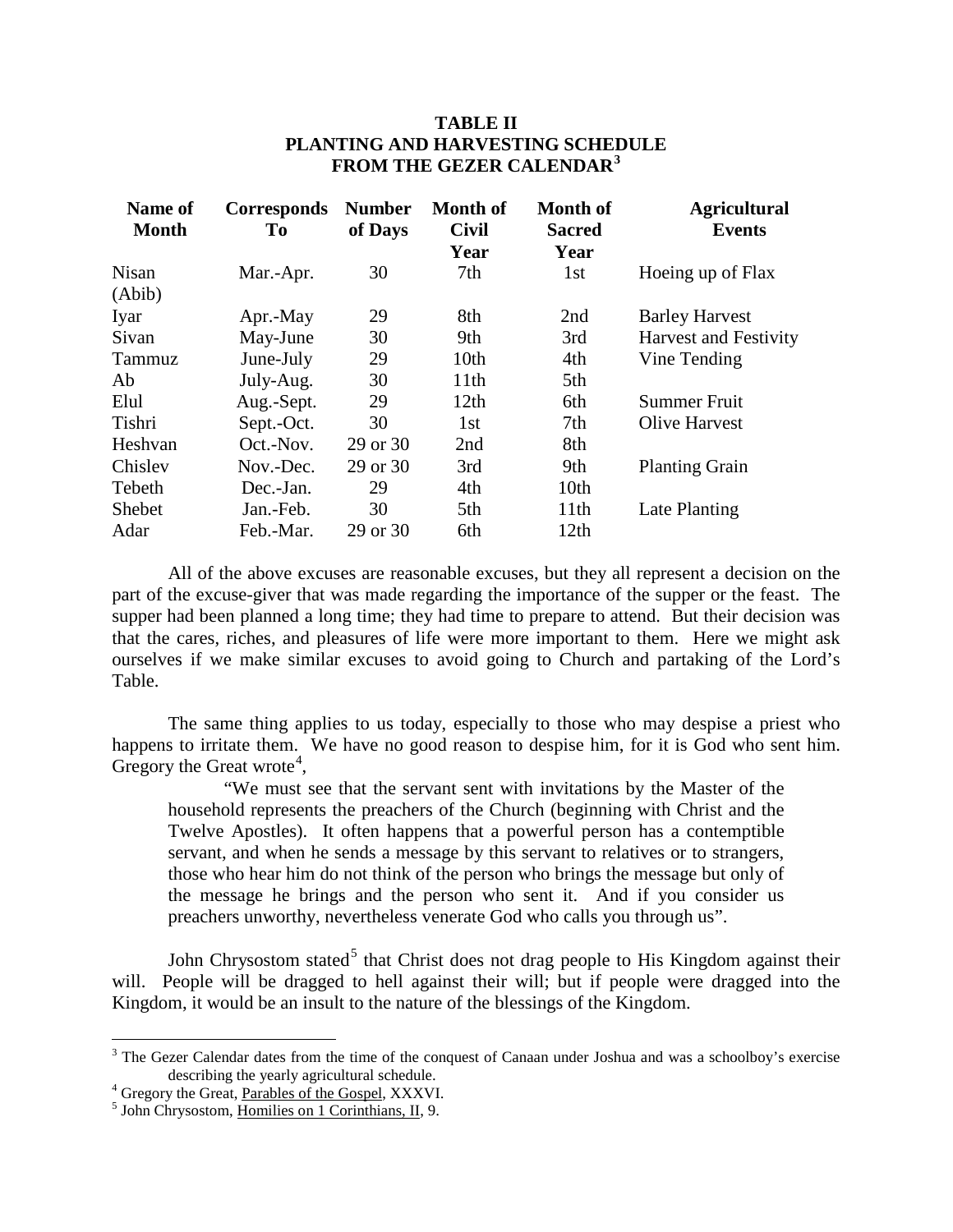**TABLE II**
**PLANTING AND HARVESTING SCHEDULE**
**FROM THE GEZER CALENDAR[3]**

| Name of Month | Corresponds To | Number of Days | Month of Civil Year | Month of Sacred Year | Agricultural Events |
|---|---|---|---|---|---|
| Nisan (Abib) | Mar.-Apr. | 30 | 7th | 1st | Hoeing up of Flax |
| Iyar | Apr.-May | 29 | 8th | 2nd | Barley Harvest |
| Sivan | May-June | 30 | 9th | 3rd | Harvest and Festivity |
| Tammuz | June-July | 29 | 10th | 4th | Vine Tending |
| Ab | July-Aug. | 30 | 11th | 5th | |
| Elul | Aug.-Sept. | 29 | 12th | 6th | Summer Fruit |
| Tishri | Sept.-Oct. | 30 | 1st | 7th | Olive Harvest |
| Heshvan | Oct.-Nov. | 29 or 30 | 2nd | 8th | |
| Chislev | Nov.-Dec. | 29 or 30 | 3rd | 9th | Planting Grain |
| Tebeth | Dec.-Jan. | 29 | 4th | 10th | |
| Shebet | Jan.-Feb. | 30 | 5th | 11th | Late Planting |
| Adar | Feb.-Mar. | 29 or 30 | 6th | 12th | |

All of the above excuses are reasonable excuses, but they all represent a decision on the part of the excuse-giver that was made regarding the importance of the supper or the feast. The supper had been planned a long time; they had time to prepare to attend. But their decision was that the cares, riches, and pleasures of life were more important to them. Here we might ask ourselves if we make similar excuses to avoid going to Church and partaking of the Lord's Table.

The same thing applies to us today, especially to those who may despise a priest who happens to irritate them. We have no good reason to despise him, for it is God who sent him. Gregory the Great wrote[4],

> "We must see that the servant sent with invitations by the Master of the household represents the preachers of the Church (beginning with Christ and the Twelve Apostles). It often happens that a powerful person has a contemptible servant, and when he sends a message by this servant to relatives or to strangers, those who hear him do not think of the person who brings the message but only of the message he brings and the person who sent it. And if you consider us preachers unworthy, nevertheless venerate God who calls you through us".

John Chrysostom stated[5] that Christ does not drag people to His Kingdom against their will. People will be dragged to hell against their will; but if people were dragged into the Kingdom, it would be an insult to the nature of the blessings of the Kingdom.

---

[3] The Gezer Calendar dates from the time of the conquest of Canaan under Joshua and was a schoolboy's exercise describing the yearly agricultural schedule.

[4] Gregory the Great, Parables of the Gospel, XXXVI.

[5] John Chrysostom, Homilies on 1 Corinthians, II, 9.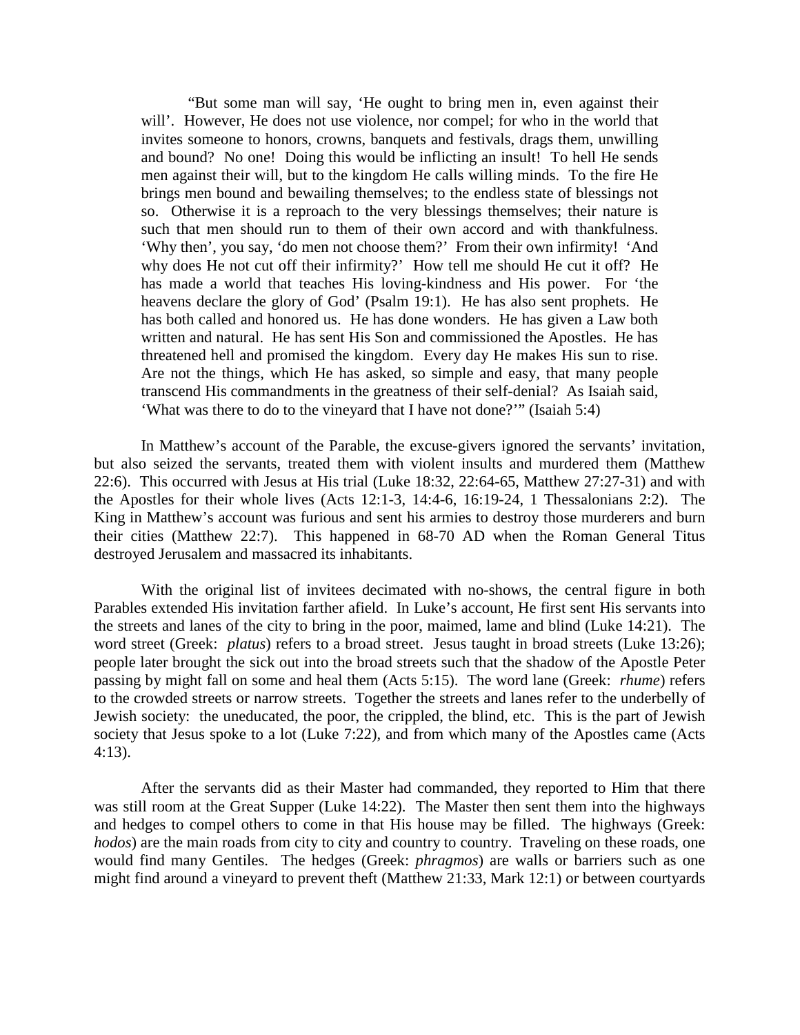> "But some man will say, 'He ought to bring men in, even against their will'. However, He does not use violence, nor compel; for who in the world that invites someone to honors, crowns, banquets and festivals, drags them, unwilling and bound? No one! Doing this would be inflicting an insult! To hell He sends men against their will, but to the kingdom He calls willing minds. To the fire He brings men bound and bewailing themselves; to the endless state of blessings not so. Otherwise it is a reproach to the very blessings themselves; their nature is such that men should run to them of their own accord and with thankfulness. 'Why then', you say, 'do men not choose them?' From their own infirmity! 'And why does He not cut off their infirmity?' How tell me should He cut it off? He has made a world that teaches His loving-kindness and His power. For 'the heavens declare the glory of God' (Psalm 19:1). He has also sent prophets. He has both called and honored us. He has done wonders. He has given a Law both written and natural. He has sent His Son and commissioned the Apostles. He has threatened hell and promised the kingdom. Every day He makes His sun to rise. Are not the things, which He has asked, so simple and easy, that many people transcend His commandments in the greatness of their self-denial? As Isaiah said, 'What was there to do to the vineyard that I have not done?'" (Isaiah 5:4)

In Matthew's account of the Parable, the excuse-givers ignored the servants' invitation, but also seized the servants, treated them with violent insults and murdered them (Matthew 22:6). This occurred with Jesus at His trial (Luke 18:32, 22:64-65, Matthew 27:27-31) and with the Apostles for their whole lives (Acts 12:1-3, 14:4-6, 16:19-24, 1 Thessalonians 2:2). The King in Matthew's account was furious and sent his armies to destroy those murderers and burn their cities (Matthew 22:7). This happened in 68-70 AD when the Roman General Titus destroyed Jerusalem and massacred its inhabitants.

With the original list of invitees decimated with no-shows, the central figure in both Parables extended His invitation farther afield. In Luke's account, He first sent His servants into the streets and lanes of the city to bring in the poor, maimed, lame and blind (Luke 14:21). The word street (Greek: *platus*) refers to a broad street. Jesus taught in broad streets (Luke 13:26); people later brought the sick out into the broad streets such that the shadow of the Apostle Peter passing by might fall on some and heal them (Acts 5:15). The word lane (Greek: *rhume*) refers to the crowded streets or narrow streets. Together the streets and lanes refer to the underbelly of Jewish society: the uneducated, the poor, the crippled, the blind, etc. This is the part of Jewish society that Jesus spoke to a lot (Luke 7:22), and from which many of the Apostles came (Acts 4:13).

After the servants did as their Master had commanded, they reported to Him that there was still room at the Great Supper (Luke 14:22). The Master then sent them into the highways and hedges to compel others to come in that His house may be filled. The highways (Greek: *hodos*) are the main roads from city to city and country to country. Traveling on these roads, one would find many Gentiles. The hedges (Greek: *phragmos*) are walls or barriers such as one might find around a vineyard to prevent theft (Matthew 21:33, Mark 12:1) or between courtyards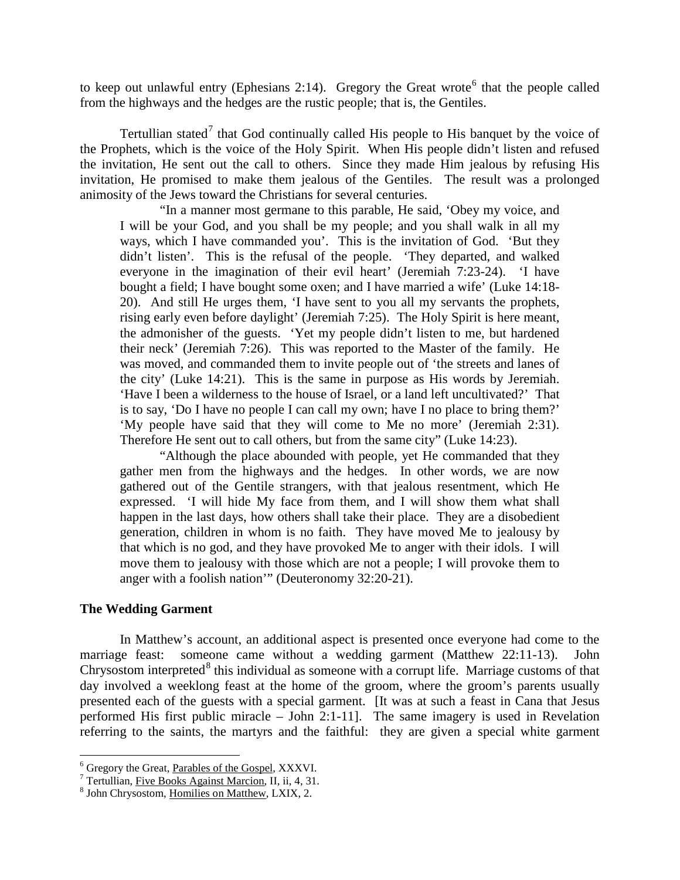to keep out unlawful entry (Ephesians 2:14). Gregory the Great wrote[6] that the people called from the highways and the hedges are the rustic people; that is, the Gentiles.

Tertullian stated[7] that God continually called His people to His banquet by the voice of the Prophets, which is the voice of the Holy Spirit. When His people didn't listen and refused the invitation, He sent out the call to others. Since they made Him jealous by refusing His invitation, He promised to make them jealous of the Gentiles. The result was a prolonged animosity of the Jews toward the Christians for several centuries.

> "In a manner most germane to this parable, He said, 'Obey my voice, and I will be your God, and you shall be my people; and you shall walk in all my ways, which I have commanded you'. This is the invitation of God. 'But they didn't listen'. This is the refusal of the people. 'They departed, and walked everyone in the imagination of their evil heart' (Jeremiah 7:23-24). 'I have bought a field; I have bought some oxen; and I have married a wife' (Luke 14:18-20). And still He urges them, 'I have sent to you all my servants the prophets, rising early even before daylight' (Jeremiah 7:25). The Holy Spirit is here meant, the admonisher of the guests. 'Yet my people didn't listen to me, but hardened their neck' (Jeremiah 7:26). This was reported to the Master of the family. He was moved, and commanded them to invite people out of 'the streets and lanes of the city' (Luke 14:21). This is the same in purpose as His words by Jeremiah. 'Have I been a wilderness to the house of Israel, or a land left uncultivated?' That is to say, 'Do I have no people I can call my own; have I no place to bring them?' 'My people have said that they will come to Me no more' (Jeremiah 2:31). Therefore He sent out to call others, but from the same city" (Luke 14:23).
>
> "Although the place abounded with people, yet He commanded that they gather men from the highways and the hedges. In other words, we are now gathered out of the Gentile strangers, with that jealous resentment, which He expressed. 'I will hide My face from them, and I will show them what shall happen in the last days, how others shall take their place. They are a disobedient generation, children in whom is no faith. They have moved Me to jealousy by that which is no god, and they have provoked Me to anger with their idols. I will move them to jealousy with those which are not a people; I will provoke them to anger with a foolish nation'" (Deuteronomy 32:20-21).

### The Wedding Garment

In Matthew's account, an additional aspect is presented once everyone had come to the marriage feast: someone came without a wedding garment (Matthew 22:11-13). John Chrysostom interpreted[8] this individual as someone with a corrupt life. Marriage customs of that day involved a weeklong feast at the home of the groom, where the groom's parents usually presented each of the guests with a special garment. [It was at such a feast in Cana that Jesus performed His first public miracle – John 2:1-11]. The same imagery is used in Revelation referring to the saints, the martyrs and the faithful: they are given a special white garment

---

[6] Gregory the Great, Parables of the Gospel, XXXVI.

[7] Tertullian, Five Books Against Marcion, II, ii, 4, 31.

[8] John Chrysostom, Homilies on Matthew, LXIX, 2.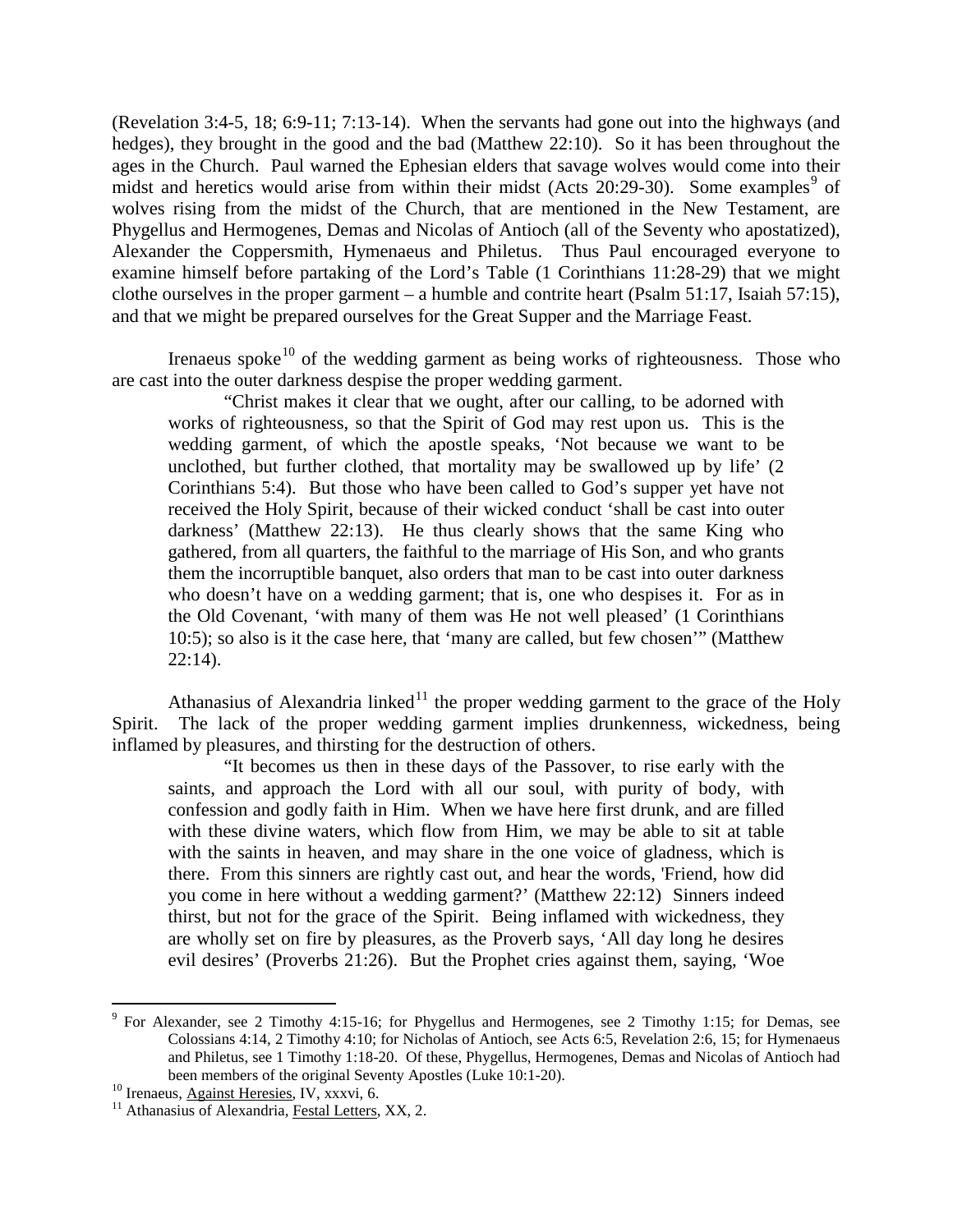(Revelation 3:4-5, 18; 6:9-11; 7:13-14). When the servants had gone out into the highways (and hedges), they brought in the good and the bad (Matthew 22:10). So it has been throughout the ages in the Church. Paul warned the Ephesian elders that savage wolves would come into their midst and heretics would arise from within their midst (Acts 20:29-30). Some examples[9] of wolves rising from the midst of the Church, that are mentioned in the New Testament, are Phygellus and Hermogenes, Demas and Nicolas of Antioch (all of the Seventy who apostatized), Alexander the Coppersmith, Hymenaeus and Philetus. Thus Paul encouraged everyone to examine himself before partaking of the Lord's Table (1 Corinthians 11:28-29) that we might clothe ourselves in the proper garment – a humble and contrite heart (Psalm 51:17, Isaiah 57:15), and that we might be prepared ourselves for the Great Supper and the Marriage Feast.

Irenaeus spoke[10] of the wedding garment as being works of righteousness. Those who are cast into the outer darkness despise the proper wedding garment.

> "Christ makes it clear that we ought, after our calling, to be adorned with works of righteousness, so that the Spirit of God may rest upon us. This is the wedding garment, of which the apostle speaks, 'Not because we want to be unclothed, but further clothed, that mortality may be swallowed up by life' (2 Corinthians 5:4). But those who have been called to God's supper yet have not received the Holy Spirit, because of their wicked conduct 'shall be cast into outer darkness' (Matthew 22:13). He thus clearly shows that the same King who gathered, from all quarters, the faithful to the marriage of His Son, and who grants them the incorruptible banquet, also orders that man to be cast into outer darkness who doesn't have on a wedding garment; that is, one who despises it. For as in the Old Covenant, 'with many of them was He not well pleased' (1 Corinthians 10:5); so also is it the case here, that 'many are called, but few chosen'" (Matthew 22:14).

Athanasius of Alexandria linked[11] the proper wedding garment to the grace of the Holy Spirit. The lack of the proper wedding garment implies drunkenness, wickedness, being inflamed by pleasures, and thirsting for the destruction of others.

> "It becomes us then in these days of the Passover, to rise early with the saints, and approach the Lord with all our soul, with purity of body, with confession and godly faith in Him. When we have here first drunk, and are filled with these divine waters, which flow from Him, we may be able to sit at table with the saints in heaven, and may share in the one voice of gladness, which is there. From this sinners are rightly cast out, and hear the words, 'Friend, how did you come in here without a wedding garment?' (Matthew 22:12) Sinners indeed thirst, but not for the grace of the Spirit. Being inflamed with wickedness, they are wholly set on fire by pleasures, as the Proverb says, 'All day long he desires evil desires' (Proverbs 21:26). But the Prophet cries against them, saying, 'Woe

---

[9] For Alexander, see 2 Timothy 4:15-16; for Phygellus and Hermogenes, see 2 Timothy 1:15; for Demas, see Colossians 4:14, 2 Timothy 4:10; for Nicholas of Antioch, see Acts 6:5, Revelation 2:6, 15; for Hymenaeus and Philetus, see 1 Timothy 1:18-20. Of these, Phygellus, Hermogenes, Demas and Nicolas of Antioch had been members of the original Seventy Apostles (Luke 10:1-20).

[10] Irenaeus, Against Heresies, IV, xxxvi, 6.

[11] Athanasius of Alexandria, Festal Letters, XX, 2.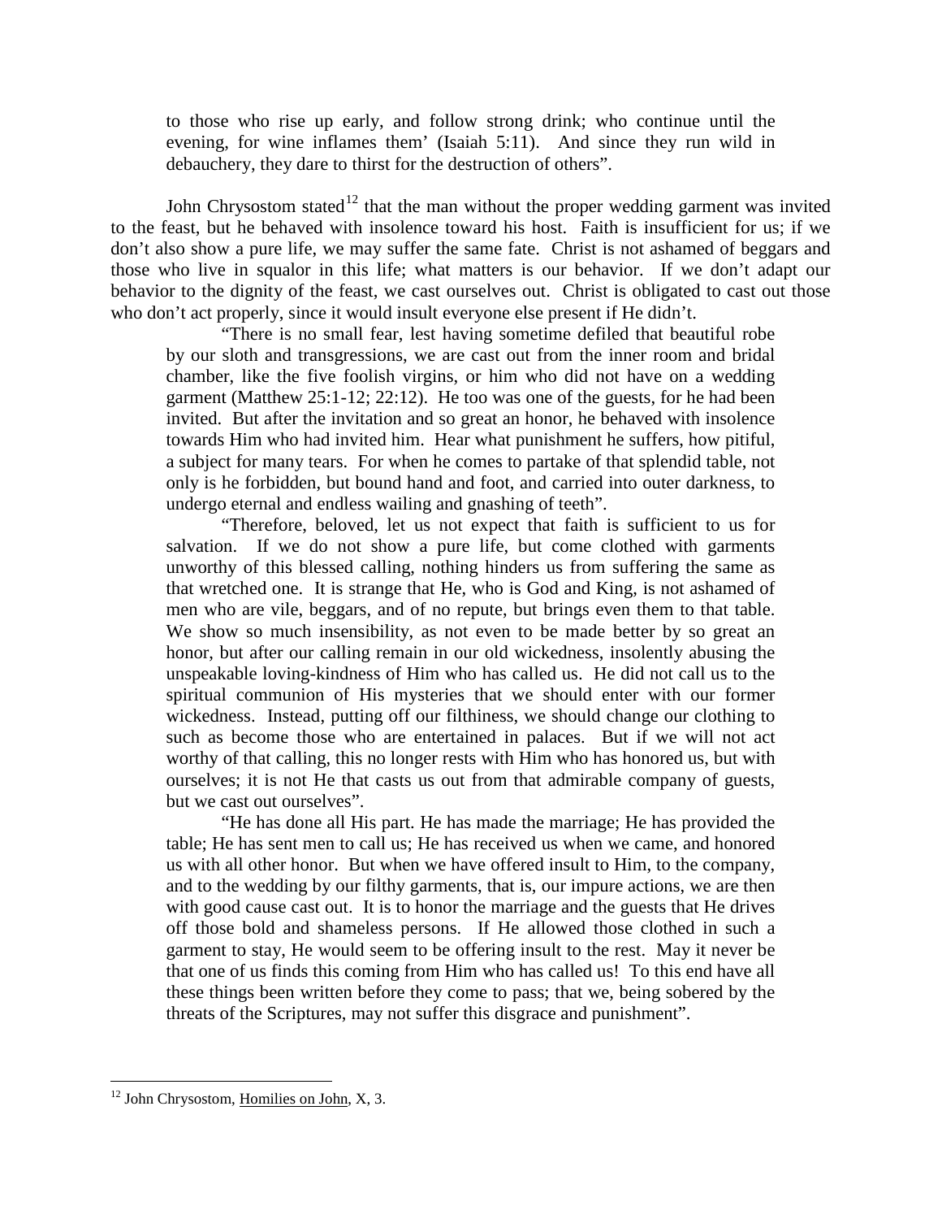> to those who rise up early, and follow strong drink; who continue until the evening, for wine inflames them' (Isaiah 5:11). And since they run wild in debauchery, they dare to thirst for the destruction of others".

John Chrysostom stated[12] that the man without the proper wedding garment was invited to the feast, but he behaved with insolence toward his host. Faith is insufficient for us; if we don't also show a pure life, we may suffer the same fate. Christ is not ashamed of beggars and those who live in squalor in this life; what matters is our behavior. If we don't adapt our behavior to the dignity of the feast, we cast ourselves out. Christ is obligated to cast out those who don't act properly, since it would insult everyone else present if He didn't.

> "There is no small fear, lest having sometime defiled that beautiful robe by our sloth and transgressions, we are cast out from the inner room and bridal chamber, like the five foolish virgins, or him who did not have on a wedding garment (Matthew 25:1-12; 22:12). He too was one of the guests, for he had been invited. But after the invitation and so great an honor, he behaved with insolence towards Him who had invited him. Hear what punishment he suffers, how pitiful, a subject for many tears. For when he comes to partake of that splendid table, not only is he forbidden, but bound hand and foot, and carried into outer darkness, to undergo eternal and endless wailing and gnashing of teeth".
>
> "Therefore, beloved, let us not expect that faith is sufficient to us for salvation. If we do not show a pure life, but come clothed with garments unworthy of this blessed calling, nothing hinders us from suffering the same as that wretched one. It is strange that He, who is God and King, is not ashamed of men who are vile, beggars, and of no repute, but brings even them to that table. We show so much insensibility, as not even to be made better by so great an honor, but after our calling remain in our old wickedness, insolently abusing the unspeakable loving-kindness of Him who has called us. He did not call us to the spiritual communion of His mysteries that we should enter with our former wickedness. Instead, putting off our filthiness, we should change our clothing to such as become those who are entertained in palaces. But if we will not act worthy of that calling, this no longer rests with Him who has honored us, but with ourselves; it is not He that casts us out from that admirable company of guests, but we cast out ourselves".
>
> "He has done all His part. He has made the marriage; He has provided the table; He has sent men to call us; He has received us when we came, and honored us with all other honor. But when we have offered insult to Him, to the company, and to the wedding by our filthy garments, that is, our impure actions, we are then with good cause cast out. It is to honor the marriage and the guests that He drives off those bold and shameless persons. If He allowed those clothed in such a garment to stay, He would seem to be offering insult to the rest. May it never be that one of us finds this coming from Him who has called us! To this end have all these things been written before they come to pass; that we, being sobered by the threats of the Scriptures, may not suffer this disgrace and punishment".

---

[12] John Chrysostom, Homilies on John, X, 3.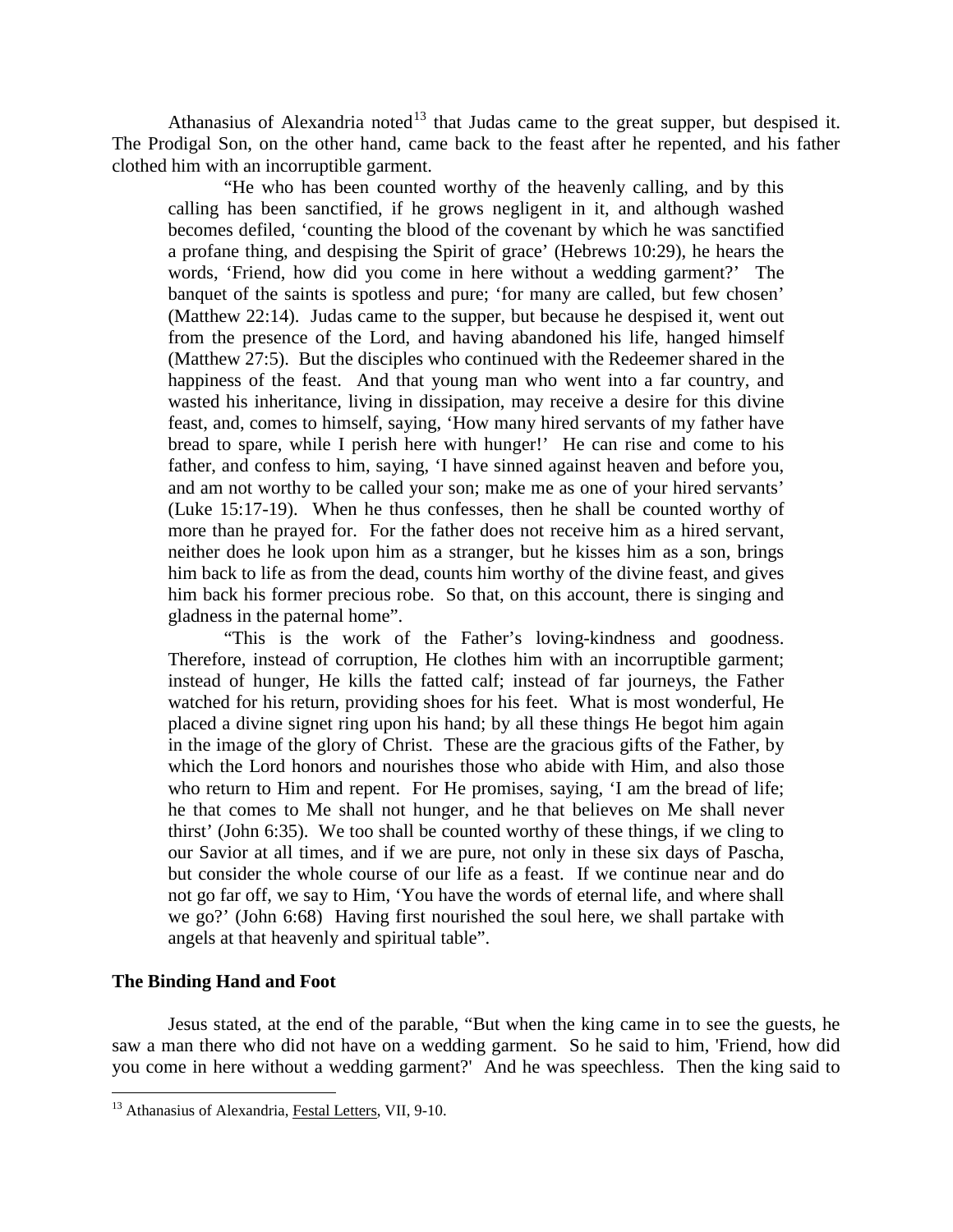Athanasius of Alexandria noted[13] that Judas came to the great supper, but despised it. The Prodigal Son, on the other hand, came back to the feast after he repented, and his father clothed him with an incorruptible garment.

> "He who has been counted worthy of the heavenly calling, and by this calling has been sanctified, if he grows negligent in it, and although washed becomes defiled, 'counting the blood of the covenant by which he was sanctified a profane thing, and despising the Spirit of grace' (Hebrews 10:29), he hears the words, 'Friend, how did you come in here without a wedding garment?' The banquet of the saints is spotless and pure; 'for many are called, but few chosen' (Matthew 22:14). Judas came to the supper, but because he despised it, went out from the presence of the Lord, and having abandoned his life, hanged himself (Matthew 27:5). But the disciples who continued with the Redeemer shared in the happiness of the feast. And that young man who went into a far country, and wasted his inheritance, living in dissipation, may receive a desire for this divine feast, and, comes to himself, saying, 'How many hired servants of my father have bread to spare, while I perish here with hunger!' He can rise and come to his father, and confess to him, saying, 'I have sinned against heaven and before you, and am not worthy to be called your son; make me as one of your hired servants' (Luke 15:17-19). When he thus confesses, then he shall be counted worthy of more than he prayed for. For the father does not receive him as a hired servant, neither does he look upon him as a stranger, but he kisses him as a son, brings him back to life as from the dead, counts him worthy of the divine feast, and gives him back his former precious robe. So that, on this account, there is singing and gladness in the paternal home".
>
> "This is the work of the Father's loving-kindness and goodness. Therefore, instead of corruption, He clothes him with an incorruptible garment; instead of hunger, He kills the fatted calf; instead of far journeys, the Father watched for his return, providing shoes for his feet. What is most wonderful, He placed a divine signet ring upon his hand; by all these things He begot him again in the image of the glory of Christ. These are the gracious gifts of the Father, by which the Lord honors and nourishes those who abide with Him, and also those who return to Him and repent. For He promises, saying, 'I am the bread of life; he that comes to Me shall not hunger, and he that believes on Me shall never thirst' (John 6:35). We too shall be counted worthy of these things, if we cling to our Savior at all times, and if we are pure, not only in these six days of Pascha, but consider the whole course of our life as a feast. If we continue near and do not go far off, we say to Him, 'You have the words of eternal life, and where shall we go?' (John 6:68) Having first nourished the soul here, we shall partake with angels at that heavenly and spiritual table".

**The Binding Hand and Foot**

Jesus stated, at the end of the parable, "But when the king came in to see the guests, he saw a man there who did not have on a wedding garment. So he said to him, 'Friend, how did you come in here without a wedding garment?' And he was speechless. Then the king said to

[13] Athanasius of Alexandria, Festal Letters, VII, 9-10.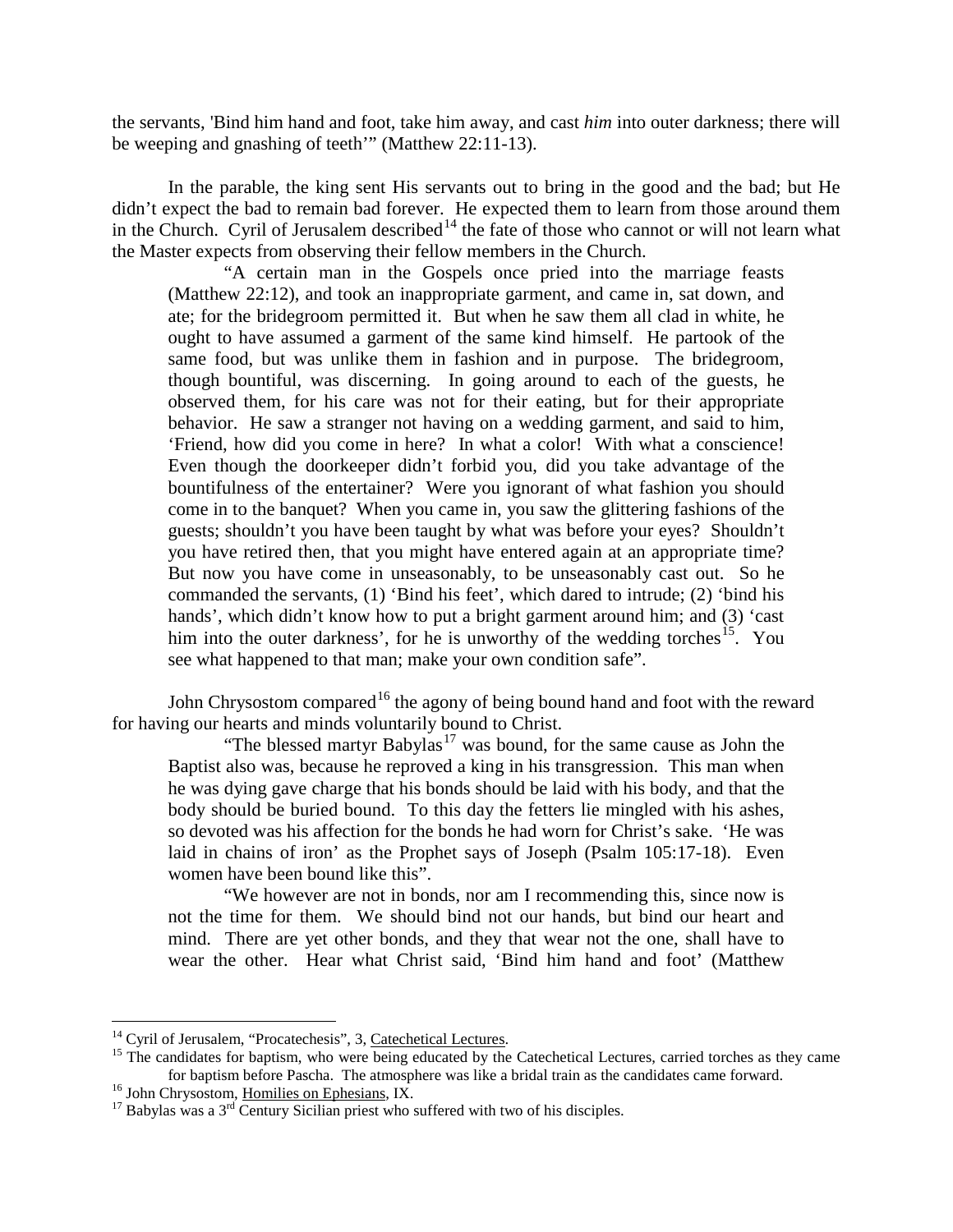the servants, 'Bind him hand and foot, take him away, and cast *him* into outer darkness; there will be weeping and gnashing of teeth'" (Matthew 22:11-13).

In the parable, the king sent His servants out to bring in the good and the bad; but He didn't expect the bad to remain bad forever. He expected them to learn from those around them in the Church. Cyril of Jerusalem described[14] the fate of those who cannot or will not learn what the Master expects from observing their fellow members in the Church.

> "A certain man in the Gospels once pried into the marriage feasts (Matthew 22:12), and took an inappropriate garment, and came in, sat down, and ate; for the bridegroom permitted it. But when he saw them all clad in white, he ought to have assumed a garment of the same kind himself. He partook of the same food, but was unlike them in fashion and in purpose. The bridegroom, though bountiful, was discerning. In going around to each of the guests, he observed them, for his care was not for their eating, but for their appropriate behavior. He saw a stranger not having on a wedding garment, and said to him, 'Friend, how did you come in here? In what a color! With what a conscience! Even though the doorkeeper didn't forbid you, did you take advantage of the bountifulness of the entertainer? Were you ignorant of what fashion you should come in to the banquet? When you came in, you saw the glittering fashions of the guests; shouldn't you have been taught by what was before your eyes? Shouldn't you have retired then, that you might have entered again at an appropriate time? But now you have come in unseasonably, to be unseasonably cast out. So he commanded the servants, (1) 'Bind his feet', which dared to intrude; (2) 'bind his hands', which didn't know how to put a bright garment around him; and (3) 'cast him into the outer darkness', for he is unworthy of the wedding torches[15]. You see what happened to that man; make your own condition safe".

John Chrysostom compared[16] the agony of being bound hand and foot with the reward for having our hearts and minds voluntarily bound to Christ.

> "The blessed martyr Babylas[17] was bound, for the same cause as John the Baptist also was, because he reproved a king in his transgression. This man when he was dying gave charge that his bonds should be laid with his body, and that the body should be buried bound. To this day the fetters lie mingled with his ashes, so devoted was his affection for the bonds he had worn for Christ's sake. 'He was laid in chains of iron' as the Prophet says of Joseph (Psalm 105:17-18). Even women have been bound like this".
>
> "We however are not in bonds, nor am I recommending this, since now is not the time for them. We should bind not our hands, but bind our heart and mind. There are yet other bonds, and they that wear not the one, shall have to wear the other. Hear what Christ said, 'Bind him hand and foot' (Matthew

---

[14] Cyril of Jerusalem, "Procatechesis", 3, Catechetical Lectures.

[15] The candidates for baptism, who were being educated by the Catechetical Lectures, carried torches as they came for baptism before Pascha. The atmosphere was like a bridal train as the candidates came forward.

[16] John Chrysostom, Homilies on Ephesians, IX.

[17] Babylas was a 3rd Century Sicilian priest who suffered with two of his disciples.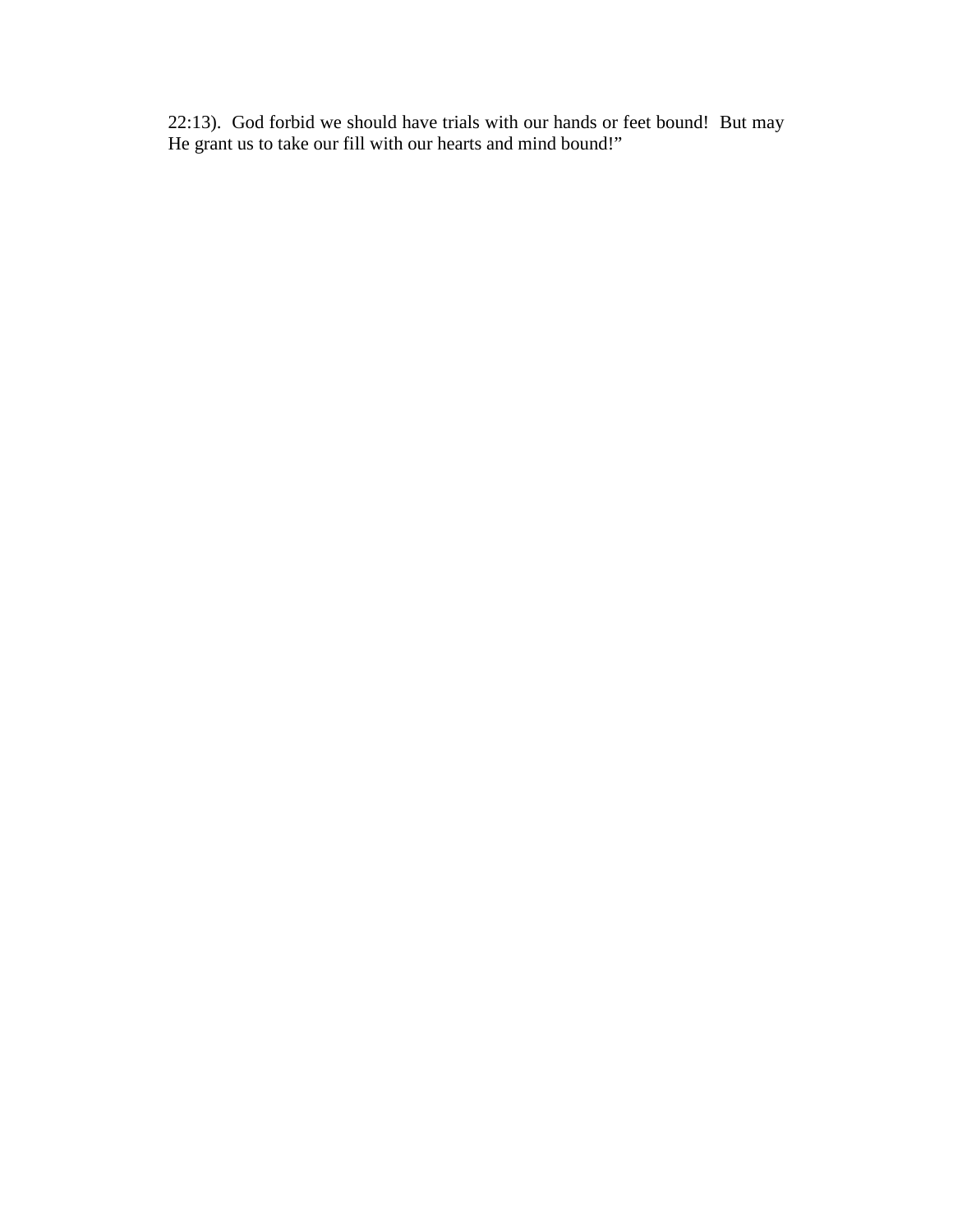22:13). God forbid we should have trials with our hands or feet bound! But may He grant us to take our fill with our hearts and mind bound!"